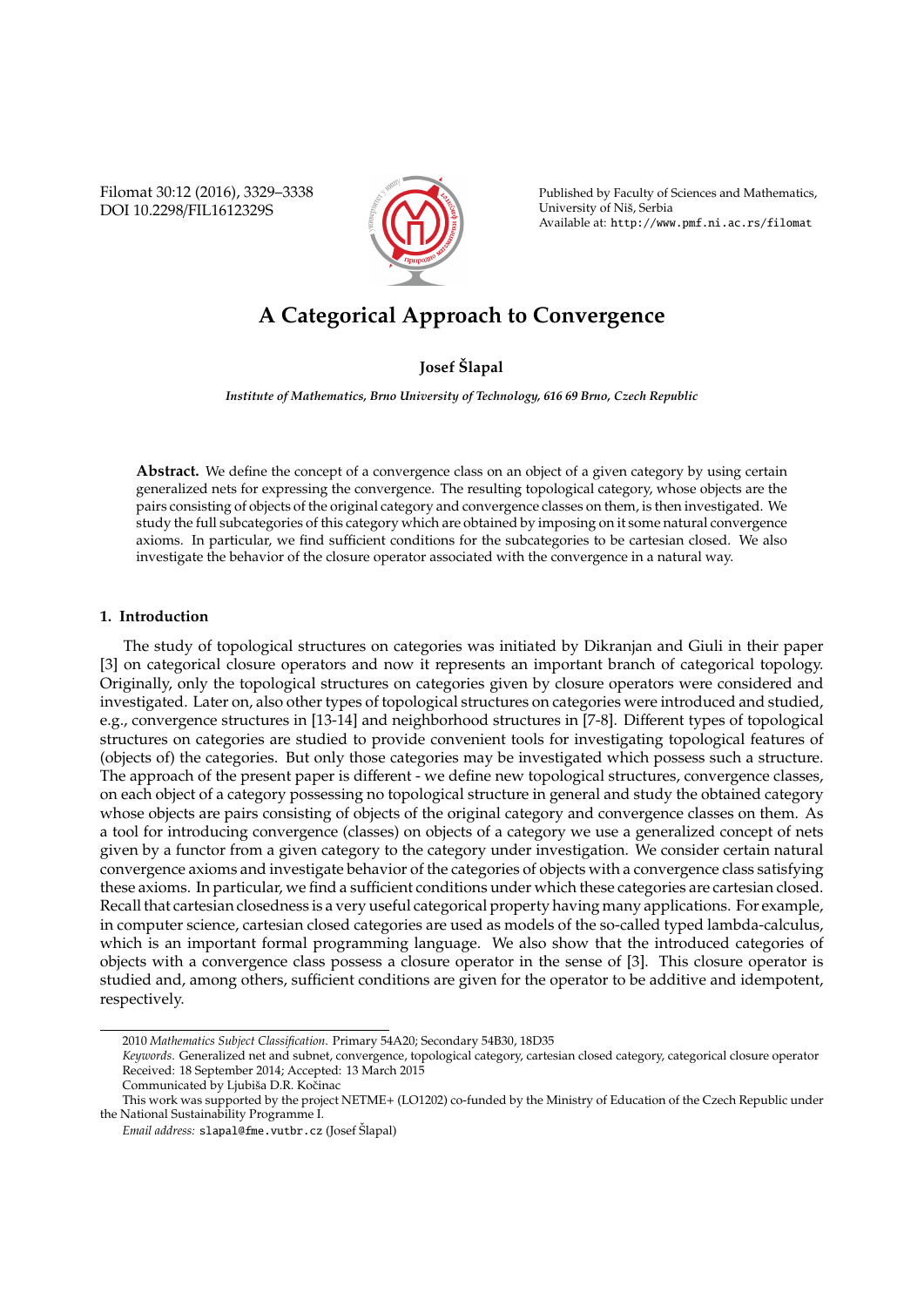# A Categorical Approach to Convergence

**Josef Šlapal**

*Institute of Mathematics, Brno University of Technology, 616 69 Brno, Czech Republic*

**Abstract.** We define the concept of a convergence class on an object of a given category by using certain generalized nets for expressing the convergence. The resulting topological category, whose objects are the pairs consisting of objects of the original category and convergence classes on them, is then investigated. We study the full subcategories of this category which are obtained by imposing on it some natural convergence axioms. In particular, we find sufficient conditions for the subcategories to be cartesian closed. We also investigate the behavior of the closure operator associated with the convergence in a natural way.

## 1. Introduction

The study of topological structures on categories was initiated by Dikranjan and Giuli in their paper [3] on categorical closure operators and now it represents an important branch of categorical topology. Originally, only the topological structures on categories given by closure operators were considered and investigated. Later on, also other types of topological structures on categories were introduced and studied, e.g., convergence structures in [13-14] and neighborhood structures in [7-8]. Different types of topological structures on categories are studied to provide convenient tools for investigating topological features of (objects of) the categories. But only those categories may be investigated which possess such a structure. The approach of the present paper is different - we define new topological structures, convergence classes, on each object of a category possessing no topological structure in general and study the obtained category whose objects are pairs consisting of objects of the original category and convergence classes on them. As a tool for introducing convergence (classes) on objects of a category we use a generalized concept of nets given by a functor from a given category to the category under investigation. We consider certain natural convergence axioms and investigate behavior of the categories of objects with a convergence class satisfying these axioms. In particular, we find a sufficient conditions under which these categories are cartesian closed. Recall that cartesian closedness is a very useful categorical property having many applications. For example, in computer science, cartesian closed categories are used as models of the so-called typed lambda-calculus, which is an important formal programming language. We also show that the introduced categories of objects with a convergence class possess a closure operator in the sense of [3]. This closure operator is studied and, among others, sufficient conditions are given for the operator to be additive and idempotent, respectively.

---

2010 *Mathematics Subject Classification*. Primary 54A20; Secondary 54B30, 18D35

*Keywords*. Generalized net and subnet, convergence, topological category, cartesian closed category, categorical closure operator

Received: 18 September 2014; Accepted: 13 March 2015

Communicated by Ljubiša D.R. Kočinac

This work was supported by the project NETME+ (LO1202) co-funded by the Ministry of Education of the Czech Republic under the National Sustainability Programme I.

*Email address:* slapal@fme.vutbr.cz (Josef Šlapal)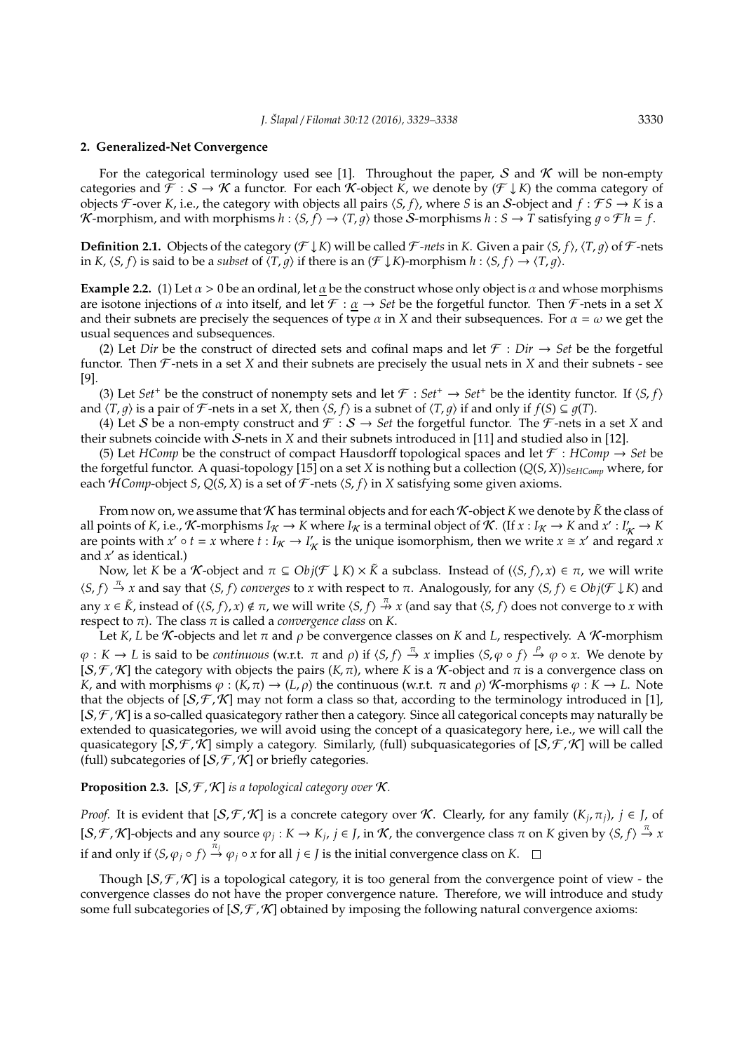## 2. Generalized-Net Convergence

For the categorical terminology used see [1]. Throughout the paper, $\mathcal{S}$ and $\mathcal{K}$ will be non-empty categories and $\mathcal{F} : \mathcal{S} \to \mathcal{K}$ a functor. For each $\mathcal{K}$-object $K$, we denote by $(\mathcal{F} \downarrow K)$ the comma category of objects $\mathcal{F}$-over $K$, i.e., the category with objects all pairs $\langle S, f \rangle$, where $S$ is an $\mathcal{S}$-object and $f : \mathcal{F}S \to K$ is a $\mathcal{K}$-morphism, and with morphisms $h : \langle S, f \rangle \to \langle T, g \rangle$ those $\mathcal{S}$-morphisms $h : S \to T$ satisfying $g \circ \mathcal{F}h = f$.

**Definition 2.1.** Objects of the category $(\mathcal{F} \downarrow K)$ will be called *$\mathcal{F}$-nets* in $K$. Given a pair $\langle S, f \rangle$, $\langle T, g \rangle$ of $\mathcal{F}$-nets in $K$, $\langle S, f \rangle$ is said to be a *subset* of $\langle T, g \rangle$ if there is an $(\mathcal{F} \downarrow K)$-morphism $h : \langle S, f \rangle \to \langle T, g \rangle$.

**Example 2.2.** (1) Let $\alpha > 0$ be an ordinal, let $\underline{\alpha}$ be the construct whose only object is $\alpha$ and whose morphisms are isotone injections of $\alpha$ into itself, and let $\mathcal{F} : \underline{\alpha} \to Set$ be the forgetful functor. Then $\mathcal{F}$-nets in a set $X$ and their subnets are precisely the sequences of type $\alpha$ in $X$ and their subsequences. For $\alpha = \omega$ we get the usual sequences and subsequences.

(2) Let $Dir$ be the construct of directed sets and cofinal maps and let $\mathcal{F} : Dir \to Set$ be the forgetful functor. Then $\mathcal{F}$-nets in a set $X$ and their subnets are precisely the usual nets in $X$ and their subnets - see [9].

(3) Let $Set^+$ be the construct of nonempty sets and let $\mathcal{F} : Set^+ \to Set^+$ be the identity functor. If $\langle S, f \rangle$ and $\langle T, g \rangle$ is a pair of $\mathcal{F}$-nets in a set $X$, then $\langle S, f \rangle$ is a subnet of $\langle T, g \rangle$ if and only if $f(S) \subseteq g(T)$.

(4) Let $\mathcal{S}$ be a non-empty construct and $\mathcal{F} : \mathcal{S} \to Set$ the forgetful functor. The $\mathcal{F}$-nets in a set $X$ and their subnets coincide with $\mathcal{S}$-nets in $X$ and their subnets introduced in [11] and studied also in [12].

(5) Let $HComp$ be the construct of compact Hausdorff topological spaces and let $\mathcal{F} : HComp \to Set$ be the forgetful functor. A quasi-topology [15] on a set $X$ is nothing but a collection $(Q(S, X))_{S \in HComp}$ where, for each $\mathcal{H}Comp$-object $S$, $Q(S, X)$ is a set of $\mathcal{F}$-nets $\langle S, f \rangle$ in $X$ satisfying some given axioms.

From now on, we assume that $\mathcal{K}$ has terminal objects and for each $\mathcal{K}$-object $K$ we denote by $\tilde{K}$ the class of all points of $K$, i.e., $\mathcal{K}$-morphisms $I_{\mathcal{K}} \to K$ where $I_{\mathcal{K}}$ is a terminal object of $\mathcal{K}$. (If $x : I_{\mathcal{K}} \to K$ and $x' : I'_{\mathcal{K}} \to K$ are points with $x' \circ t = x$ where $t : I_{\mathcal{K}} \to I'_{\mathcal{K}}$ is the unique isomorphism, then we write $x \cong x'$ and regard $x$ and $x'$ as identical.)

Now, let $K$ be a $\mathcal{K}$-object and $\pi \subseteq Obj(\mathcal{F} \downarrow K) \times \tilde{K}$ a subclass. Instead of $(\langle S, f \rangle, x) \in \pi$, we will write $\langle S, f \rangle \xrightarrow{\pi} x$ and say that $\langle S, f \rangle$ *converges* to $x$ with respect to $\pi$. Analogously, for any $\langle S, f \rangle \in Obj(\mathcal{F} \downarrow K)$ and any $x \in \tilde{K}$, instead of $(\langle S, f \rangle, x) \notin \pi$, we will write $\langle S, f \rangle \overset{\pi}{\nrightarrow} x$ (and say that $\langle S, f \rangle$ does not converge to $x$ with respect to $\pi$). The class $\pi$ is called a *convergence class* on $K$.

Let $K$, $L$ be $\mathcal{K}$-objects and let $\pi$ and $\rho$ be convergence classes on $K$ and $L$, respectively. A $\mathcal{K}$-morphism $\varphi : K \to L$ is said to be *continuous* (w.r.t. $\pi$ and $\rho$) if $\langle S, f \rangle \xrightarrow{\pi} x$ implies $\langle S, \varphi \circ f \rangle \xrightarrow{\rho} \varphi \circ x$. We denote by $[\mathcal{S}, \mathcal{F}, \mathcal{K}]$ the category with objects the pairs $(K, \pi)$, where $K$ is a $\mathcal{K}$-object and $\pi$ is a convergence class on $K$, and with morphisms $\varphi : (K, \pi) \to (L, \rho)$ the continuous (w.r.t. $\pi$ and $\rho$) $\mathcal{K}$-morphisms $\varphi : K \to L$. Note that the objects of $[\mathcal{S}, \mathcal{F}, \mathcal{K}]$ may not form a class so that, according to the terminology introduced in [1], $[\mathcal{S}, \mathcal{F}, \mathcal{K}]$ is a so-called quasicategory rather then a category. Since all categorical concepts may naturally be extended to quasicategories, we will avoid using the concept of a quasicategory here, i.e., we will call the quasicategory $[\mathcal{S}, \mathcal{F}, \mathcal{K}]$ simply a category. Similarly, (full) subquasicategories of $[\mathcal{S}, \mathcal{F}, \mathcal{K}]$ will be called (full) subcategories of $[\mathcal{S}, \mathcal{F}, \mathcal{K}]$ or briefly categories.

**Proposition 2.3.** *$[\mathcal{S}, \mathcal{F}, \mathcal{K}]$ is a topological category over $\mathcal{K}$.*

*Proof.* It is evident that $[\mathcal{S}, \mathcal{F}, \mathcal{K}]$ is a concrete category over $\mathcal{K}$. Clearly, for any family $(K_j, \pi_j)$, $j \in J$, of $[\mathcal{S}, \mathcal{F}, \mathcal{K}]$-objects and any source $\varphi_j : K \to K_j$, $j \in J$, in $\mathcal{K}$, the convergence class $\pi$ on $K$ given by $\langle S, f \rangle \xrightarrow{\pi} x$ if and only if $\langle S, \varphi_j \circ f \rangle \xrightarrow{\pi_j} \varphi_j \circ x$ for all $j \in J$ is the initial convergence class on $K$. $\square$

Though $[\mathcal{S}, \mathcal{F}, \mathcal{K}]$ is a topological category, it is too general from the convergence point of view - the convergence classes do not have the proper convergence nature. Therefore, we will introduce and study some full subcategories of $[\mathcal{S}, \mathcal{F}, \mathcal{K}]$ obtained by imposing the following natural convergence axioms: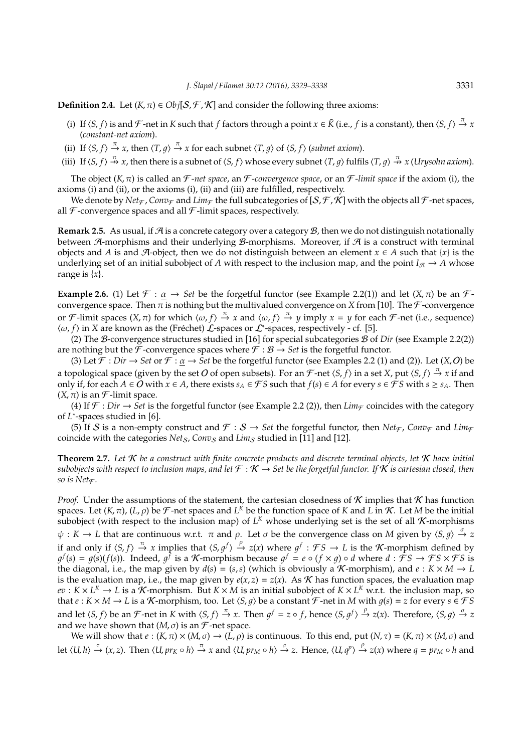**Definition 2.4.** Let $(K, \pi) \in Obj[\mathcal{S}, \mathcal{F}, \mathcal{K}]$ and consider the following three axioms:

(i) If $\langle S, f \rangle$ is and $\mathcal{F}$-net in $K$ such that $f$ factors through a point $x \in \tilde{K}$ (i.e., $f$ is a constant), then $\langle S, f \rangle \xrightarrow{\pi} x$ (*constant-net axiom*).

(ii) If $\langle S, f \rangle \xrightarrow{\pi} x$, then $\langle T, g \rangle \xrightarrow{\pi} x$ for each subnet $\langle T, g \rangle$ of $\langle S, f \rangle$ (*subnet axiom*).

(iii) If $\langle S, f \rangle \not\xrightarrow{\pi} x$, then there is a subnet of $\langle S, f \rangle$ whose every subnet $\langle T, g \rangle$ fulfils $\langle T, g \rangle \not\xrightarrow{\pi} x$ (*Urysohn axiom*).

The object $(K, \pi)$ is called an $\mathcal{F}$*-net space*, an $\mathcal{F}$*-convergence space*, or an $\mathcal{F}$*-limit space* if the axiom (i), the axioms (i) and (ii), or the axioms (i), (ii) and (iii) are fulfilled, respectively.

We denote by $Net_{\mathcal{F}}$, $Conv_{\mathcal{F}}$ and $Lim_{\mathcal{F}}$ the full subcategories of $[\mathcal{S}, \mathcal{F}, \mathcal{K}]$ with the objects all $\mathcal{F}$-net spaces, all $\mathcal{F}$-convergence spaces and all $\mathcal{F}$-limit spaces, respectively.

**Remark 2.5.** As usual, if $\mathcal{A}$ is a concrete category over a category $\mathcal{B}$, then we do not distinguish notationally between $\mathcal{A}$-morphisms and their underlying $\mathcal{B}$-morphisms. Moreover, if $\mathcal{A}$ is a construct with terminal objects and $A$ is and $\mathcal{A}$-object, then we do not distinguish between an element $x \in A$ such that $\{x\}$ is the underlying set of an initial subobject of $A$ with respect to the inclusion map, and the point $I_{\mathcal{A}} \to A$ whose range is $\{x\}$.

**Example 2.6.** (1) Let $\mathcal{F} : \underline{\alpha} \to Set$ be the forgetful functor (see Example 2.2(1)) and let $(X, \pi)$ be an $\mathcal{F}$-convergence space. Then $\pi$ is nothing but the multivalued convergence on $X$ from [10]. The $\mathcal{F}$-convergence or $\mathcal{F}$-limit spaces $(X, \pi)$ for which $\langle \omega, f \rangle \xrightarrow{\pi} x$ and $\langle \omega, f \rangle \xrightarrow{\pi} y$ imply $x = y$ for each $\mathcal{F}$-net (i.e., sequence) $\langle \omega, f \rangle$ in $X$ are known as the (Fréchet) $\mathcal{L}$-spaces or $\mathcal{L}^*$-spaces, respectively - cf. [5].

(2) The $\mathcal{B}$-convergence structures studied in [16] for special subcategories $\mathcal{B}$ of $Dir$ (see Example 2.2(2)) are nothing but the $\mathcal{F}$-convergence spaces where $\mathcal{F} : \mathcal{B} \to Set$ is the forgetful functor.

(3) Let $\mathcal{F} : Dir \to Set$ or $\mathcal{F} : \underline{\alpha} \to Set$ be the forgetful functor (see Examples 2.2 (1) and (2)). Let $(X, O)$ be a topological space (given by the set $O$ of open subsets). For an $\mathcal{F}$-net $\langle S, f \rangle$ in a set $X$, put $\langle S, f \rangle \xrightarrow{\pi} x$ if and only if, for each $A \in O$ with $x \in A$, there exists $s_A \in \mathcal{F}S$ such that $f(s) \in A$ for every $s \in \mathcal{F}S$ with $s \geq s_A$. Then $(X, \pi)$ is an $\mathcal{F}$-limit space.

(4) If $\mathcal{F} : Dir \to Set$ is the forgetful functor (see Example 2.2 (2)), then $Lim_{\mathcal{F}}$ coincides with the category of $L^*$-spaces studied in [6].

(5) If $\mathcal{S}$ is a non-empty construct and $\mathcal{F} : \mathcal{S} \to Set$ the forgetful functor, then $Net_{\mathcal{F}}$, $Conv_{\mathcal{F}}$ and $Lim_{\mathcal{F}}$ coincide with the categories $Net_{\mathcal{S}}$, $Conv_{\mathcal{S}}$ and $Lim_{\mathcal{S}}$ studied in [11] and [12].

**Theorem 2.7.** *Let $\mathcal{K}$ be a construct with finite concrete products and discrete terminal objects, let $\mathcal{K}$ have initial subobjects with respect to inclusion maps, and let $\mathcal{F} : \mathcal{K} \to Set$ be the forgetful functor. If $\mathcal{K}$ is cartesian closed, then so is $Net_{\mathcal{F}}$.*

*Proof.* Under the assumptions of the statement, the cartesian closedness of $\mathcal{K}$ implies that $\mathcal{K}$ has function spaces. Let $(K, \pi)$, $(L, \rho)$ be $\mathcal{F}$-net spaces and $L^K$ be the function space of $K$ and $L$ in $\mathcal{K}$. Let $M$ be the initial subobject (with respect to the inclusion map) of $L^K$ whose underlying set is the set of all $\mathcal{K}$-morphisms $\psi : K \to L$ that are continuous w.r.t. $\pi$ and $\rho$. Let $\sigma$ be the convergence class on $M$ given by $\langle S, g \rangle \xrightarrow{\sigma} z$ if and only if $\langle S, f \rangle \xrightarrow{\pi} x$ implies that $\langle S, g^f \rangle \xrightarrow{\rho} z(x)$ where $g^f : \mathcal{F}S \to L$ is the $\mathcal{K}$-morphism defined by $g^f(s) = g(s)(f(s))$. Indeed, $g^f$ is a $\mathcal{K}$-morphism because $g^f = e \circ (f \times g) \circ d$ where $d : \mathcal{F}S \to \mathcal{F}S \times \mathcal{F}S$ is the diagonal, i.e., the map given by $d(s) = (s, s)$ (which is obviously a $\mathcal{K}$-morphism), and $e : K \times M \to L$ is the evaluation map, i.e., the map given by $e(x, z) = z(x)$. As $\mathcal{K}$ has function spaces, the evaluation map $ev : K \times L^K \to L$ is a $\mathcal{K}$-morphism. But $K \times M$ is an initial subobject of $K \times L^K$ w.r.t. the inclusion map, so that $e : K \times M \to L$ is a $\mathcal{K}$-morphism, too. Let $\langle S, g \rangle$ be a constant $\mathcal{F}$-net in $M$ with $g(s) = z$ for every $s \in \mathcal{F}S$ and let $\langle S, f \rangle$ be an $\mathcal{F}$-net in $K$ with $\langle S, f \rangle \xrightarrow{\pi} x$. Then $g^f = z \circ f$, hence $\langle S, g^f \rangle \xrightarrow{\rho} z(x)$. Therefore, $\langle S, g \rangle \xrightarrow{\sigma} z$ and we have shown that $(M, \sigma)$ is an $\mathcal{F}$-net space.

We will show that $e : (K, \pi) \times (M, \sigma) \to (L, \rho)$ is continuous. To this end, put $(N, \tau) = (K, \pi) \times (M, \sigma)$ and let $\langle U, h \rangle \xrightarrow{\tau} (x, z)$. Then $\langle U, pr_K \circ h \rangle \xrightarrow{\pi} x$ and $\langle U, pr_M \circ h \rangle \xrightarrow{\sigma} z$. Hence, $\langle U, q^p \rangle \xrightarrow{\rho} z(x)$ where $q = pr_M \circ h$ and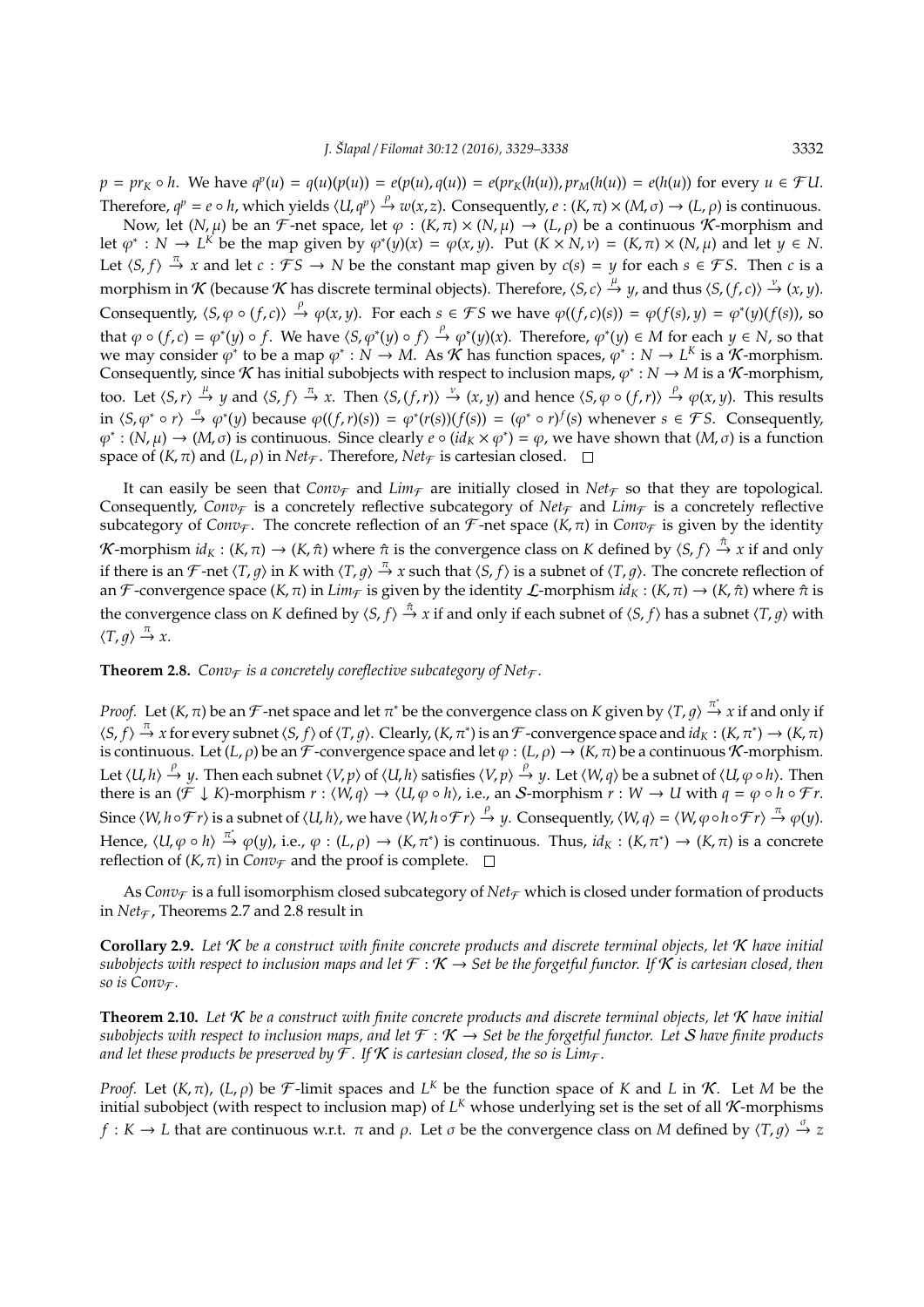$p = pr_K \circ h$. We have $q^p(u) = q(u)(p(u)) = e(p(u), q(u)) = e(pr_K(h(u)), pr_M(h(u)) = e(h(u))$ for every $u \in \mathcal{F}U$. Therefore, $q^p = e \circ h$, which yields $\langle U, q^p\rangle \xrightarrow{\rho} w(x, z)$. Consequently, $e : (K, \pi) \times (M, \sigma) \to (L, \rho)$ is continuous.

Now, let $(N, \mu)$ be an $\mathcal{F}$-net space, let $\varphi : (K, \pi) \times (N, \mu) \to (L, \rho)$ be a continuous $\mathcal{K}$-morphism and let $\varphi^* : N \to L^K$ be the map given by $\varphi^*(y)(x) = \varphi(x, y)$. Put $(K \times N, \nu) = (K, \pi) \times (N, \mu)$ and let $y \in N$. Let $\langle S, f\rangle \xrightarrow{\pi} x$ and let $c : \mathcal{F}S \to N$ be the constant map given by $c(s) = y$ for each $s \in \mathcal{F}S$. Then $c$ is a morphism in $\mathcal{K}$ (because $\mathcal{K}$ has discrete terminal objects). Therefore, $\langle S, c\rangle \xrightarrow{\mu} y$, and thus $\langle S, (f, c)\rangle \xrightarrow{\nu} (x, y)$. Consequently, $\langle S, \varphi \circ (f, c)\rangle \xrightarrow{\rho} \varphi(x, y)$. For each $s \in \mathcal{F}S$ we have $\varphi((f, c)(s)) = \varphi(f(s), y) = \varphi^*(y)(f(s))$, so that $\varphi \circ (f, c) = \varphi^*(y) \circ f$. We have $\langle S, \varphi^*(y) \circ f\rangle \xrightarrow{\rho} \varphi^*(y)(x)$. Therefore, $\varphi^*(y) \in M$ for each $y \in N$, so that we may consider $\varphi^*$ to be a map $\varphi^* : N \to M$. As $\mathcal{K}$ has function spaces, $\varphi^* : N \to L^K$ is a $\mathcal{K}$-morphism. Consequently, since $\mathcal{K}$ has initial subobjects with respect to inclusion maps, $\varphi^* : N \to M$ is a $\mathcal{K}$-morphism, too. Let $\langle S, r\rangle \xrightarrow{\mu} y$ and $\langle S, f\rangle \xrightarrow{\pi} x$. Then $\langle S, (f, r)\rangle \xrightarrow{\nu} (x, y)$ and hence $\langle S, \varphi \circ (f, r)\rangle \xrightarrow{\rho} \varphi(x, y)$. This results in $\langle S, \varphi^* \circ r\rangle \xrightarrow{\sigma} \varphi^*(y)$ because $\varphi((f, r)(s)) = \varphi^*(r(s))(f(s)) = (\varphi^* \circ r)^f(s)$ whenever $s \in \mathcal{F}S$. Consequently, $\varphi^* : (N, \mu) \to (M, \sigma)$ is continuous. Since clearly $e \circ (id_K \times \varphi^*) = \varphi$, we have shown that $(M, \sigma)$ is a function space of $(K, \pi)$ and $(L, \rho)$ in $Net_{\mathcal{F}}$. Therefore, $Net_{\mathcal{F}}$ is cartesian closed. $\square$

It can easily be seen that $Conv_{\mathcal{F}}$ and $Lim_{\mathcal{F}}$ are initially closed in $Net_{\mathcal{F}}$ so that they are topological. Consequently, $Conv_{\mathcal{F}}$ is a concretely reflective subcategory of $Net_{\mathcal{F}}$ and $Lim_{\mathcal{F}}$ is a concretely reflective subcategory of $Conv_{\mathcal{F}}$. The concrete reflection of an $\mathcal{F}$-net space $(K, \pi)$ in $Conv_{\mathcal{F}}$ is given by the identity $\mathcal{K}$-morphism $id_K : (K, \pi) \to (K, \hat{\pi})$ where $\hat{\pi}$ is the convergence class on $K$ defined by $\langle S, f\rangle \xrightarrow{\hat{\pi}} x$ if and only if there is an $\mathcal{F}$-net $\langle T, g\rangle$ in $K$ with $\langle T, g\rangle \xrightarrow{\pi} x$ such that $\langle S, f\rangle$ is a subnet of $\langle T, g\rangle$. The concrete reflection of an $\mathcal{F}$-convergence space $(K, \pi)$ in $Lim_{\mathcal{F}}$ is given by the identity $\mathcal{L}$-morphism $id_K : (K, \pi) \to (K, \hat{\pi})$ where $\hat{\pi}$ is the convergence class on $K$ defined by $\langle S, f\rangle \xrightarrow{\hat{\pi}} x$ if and only if each subnet of $\langle S, f\rangle$ has a subnet $\langle T, g\rangle$ with $\langle T, g\rangle \xrightarrow{\pi} x$.

**Theorem 2.8.** *$Conv_{\mathcal{F}}$ is a concretely coreflective subcategory of $Net_{\mathcal{F}}$.*

*Proof.* Let $(K, \pi)$ be an $\mathcal{F}$-net space and let $\pi^*$ be the convergence class on $K$ given by $\langle T, g\rangle \xrightarrow{\pi^*} x$ if and only if $\langle S, f\rangle \xrightarrow{\pi} x$ for every subnet $\langle S, f\rangle$ of $\langle T, g\rangle$. Clearly, $(K, \pi^*)$ is an $\mathcal{F}$-convergence space and $id_K : (K, \pi^*) \to (K, \pi)$ is continuous. Let $(L, \rho)$ be an $\mathcal{F}$-convergence space and let $\varphi : (L, \rho) \to (K, \pi)$ be a continuous $\mathcal{K}$-morphism. Let $\langle U, h\rangle \xrightarrow{\rho} y$. Then each subnet $\langle V, p\rangle$ of $\langle U, h\rangle$ satisfies $\langle V, p\rangle \xrightarrow{\rho} y$. Let $\langle W, q\rangle$ be a subnet of $\langle U, \varphi \circ h\rangle$. Then there is an $(\mathcal{F} \downarrow K)$-morphism $r : \langle W, q\rangle \to \langle U, \varphi \circ h\rangle$, i.e., an $\mathcal{S}$-morphism $r : W \to U$ with $q = \varphi \circ h \circ \mathcal{F}r$. Since $\langle W, h \circ \mathcal{F}r\rangle$ is a subnet of $\langle U, h\rangle$, we have $\langle W, h \circ \mathcal{F}r\rangle \xrightarrow{\rho} y$. Consequently, $\langle W, q\rangle = \langle W, \varphi \circ h \circ \mathcal{F}r\rangle \xrightarrow{\pi} \varphi(y)$. Hence, $\langle U, \varphi \circ h\rangle \xrightarrow{\pi^*} \varphi(y)$, i.e., $\varphi : (L, \rho) \to (K, \pi^*)$ is continuous. Thus, $id_K : (K, \pi^*) \to (K, \pi)$ is a concrete reflection of $(K, \pi)$ in $Conv_{\mathcal{F}}$ and the proof is complete. $\square$

As $Conv_{\mathcal{F}}$ is a full isomorphism closed subcategory of $Net_{\mathcal{F}}$ which is closed under formation of products in $Net_{\mathcal{F}}$, Theorems 2.7 and 2.8 result in

**Corollary 2.9.** *Let $\mathcal{K}$ be a construct with finite concrete products and discrete terminal objects, let $\mathcal{K}$ have initial subobjects with respect to inclusion maps and let $\mathcal{F} : \mathcal{K} \to Set$ be the forgetful functor. If $\mathcal{K}$ is cartesian closed, then so is $Conv_{\mathcal{F}}$.*

**Theorem 2.10.** *Let $\mathcal{K}$ be a construct with finite concrete products and discrete terminal objects, let $\mathcal{K}$ have initial subobjects with respect to inclusion maps, and let $\mathcal{F} : \mathcal{K} \to Set$ be the forgetful functor. Let $\mathcal{S}$ have finite products and let these products be preserved by $\mathcal{F}$. If $\mathcal{K}$ is cartesian closed, the so is $Lim_{\mathcal{F}}$.*

*Proof.* Let $(K, \pi)$, $(L, \rho)$ be $\mathcal{F}$-limit spaces and $L^K$ be the function space of $K$ and $L$ in $\mathcal{K}$. Let $M$ be the initial subobject (with respect to inclusion map) of $L^K$ whose underlying set is the set of all $\mathcal{K}$-morphisms $f : K \to L$ that are continuous w.r.t. $\pi$ and $\rho$. Let $\sigma$ be the convergence class on $M$ defined by $\langle T, g\rangle \xrightarrow{\sigma} z$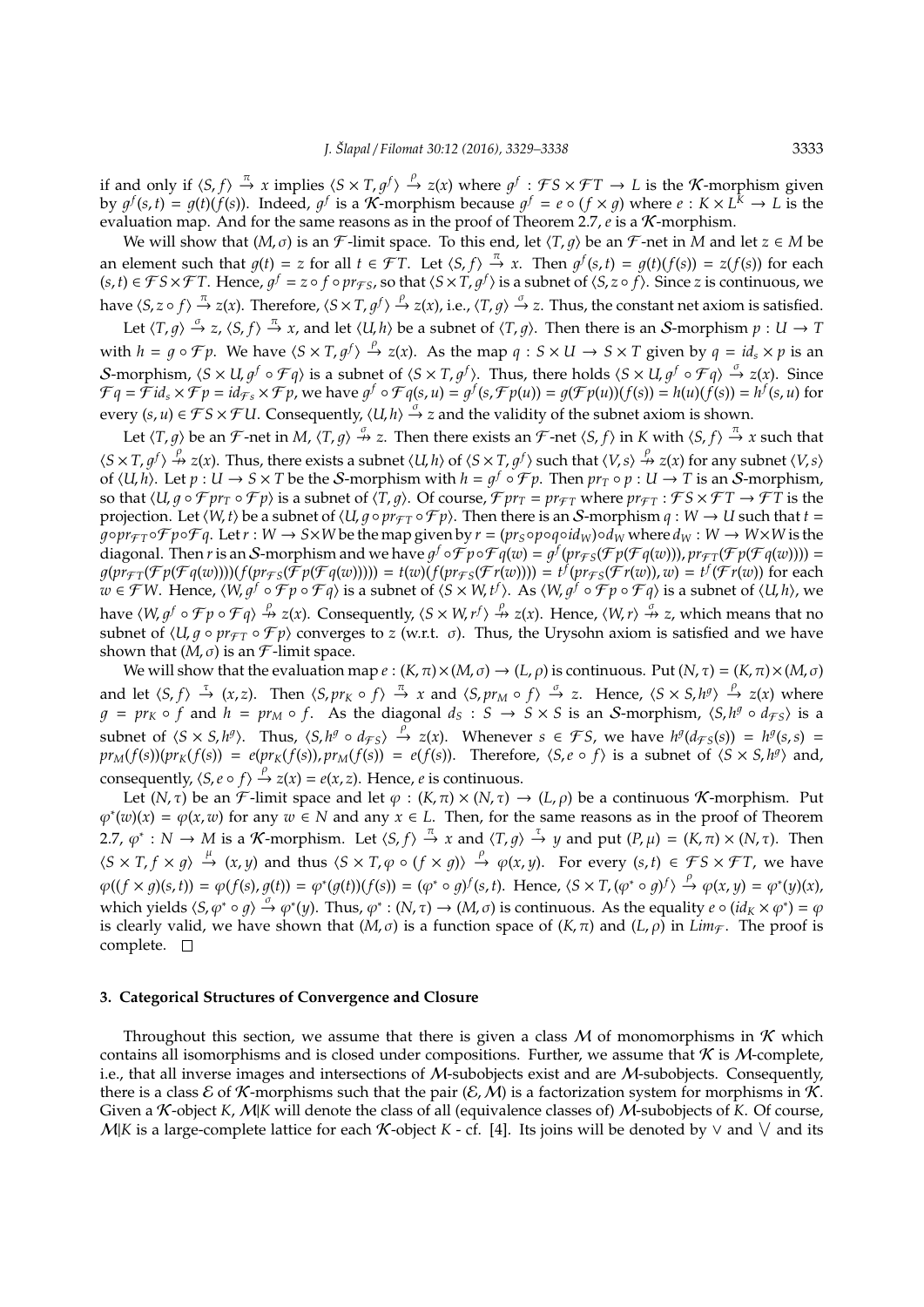if and only if $\langle S, f\rangle \xrightarrow{\pi} x$ implies $\langle S \times T, g^f\rangle \xrightarrow{\rho} z(x)$ where $g^f : \mathcal{F}S \times \mathcal{F}T \to L$ is the $\mathcal{K}$-morphism given by $g^f(s,t) = g(t)(f(s))$. Indeed, $g^f$ is a $\mathcal{K}$-morphism because $g^f = e \circ (f \times g)$ where $e : K \times L^K \to L$ is the evaluation map. And for the same reasons as in the proof of Theorem 2.7, $e$ is a $\mathcal{K}$-morphism.

We will show that $(M, \sigma)$ is an $\mathcal{F}$-limit space. To this end, let $\langle T, g\rangle$ be an $\mathcal{F}$-net in $M$ and let $z \in M$ be an element such that $g(t) = z$ for all $t \in \mathcal{F}T$. Let $\langle S, f\rangle \xrightarrow{\pi} x$. Then $g^f(s,t) = g(t)(f(s)) = z(f(s))$ for each $(s,t) \in \mathcal{F}S \times \mathcal{F}T$. Hence, $g^f = z \circ f \circ pr_{\mathcal{F}S}$, so that $\langle S \times T, g^f\rangle$ is a subnet of $\langle S, z \circ f\rangle$. Since $z$ is continuous, we have $\langle S, z \circ f\rangle \xrightarrow{\pi} z(x)$. Therefore, $\langle S \times T, g^f\rangle \xrightarrow{\rho} z(x)$, i.e., $\langle T, g\rangle \xrightarrow{\sigma} z$. Thus, the constant net axiom is satisfied.

Let $\langle T, g\rangle \xrightarrow{\sigma} z$, $\langle S, f\rangle \xrightarrow{\pi} x$, and let $\langle U, h\rangle$ be a subnet of $\langle T, g\rangle$. Then there is an $\mathcal{S}$-morphism $p : U \to T$ with $h = g \circ \mathcal{F}p$. We have $\langle S \times T, g^f\rangle \xrightarrow{\rho} z(x)$. As the map $q : S \times U \to S \times T$ given by $q = id_s \times p$ is an $\mathcal{S}$-morphism, $\langle S \times U, g^f \circ \mathcal{F}q\rangle$ is a subnet of $\langle S \times T, g^f\rangle$. Thus, there holds $\langle S \times U, g^f \circ \mathcal{F}q\rangle \xrightarrow{\sigma} z(x)$. Since $\mathcal{F}q = \mathcal{F}id_s \times \mathcal{F}p = id_{\mathcal{F}s} \times \mathcal{F}p$, we have $g^f \circ \mathcal{F}q(s,u) = g^f(s, \mathcal{F}p(u)) = g(\mathcal{F}p(u))(f(s)) = h(u)(f(s)) = h^f(s,u)$ for every $(s,u) \in \mathcal{F}S \times \mathcal{F}U$. Consequently, $\langle U, h\rangle \xrightarrow{\sigma} z$ and the validity of the subnet axiom is shown.

Let $\langle T, g\rangle$ be an $\mathcal{F}$-net in $M$, $\langle T, g\rangle \overset{\sigma}{\not\to} z$. Then there exists an $\mathcal{F}$-net $\langle S, f\rangle$ in $K$ with $\langle S, f\rangle \xrightarrow{\pi} x$ such that $\langle S \times T, g^f\rangle \overset{\rho}{\not\to} z(x)$. Thus, there exists a subnet $\langle U, h\rangle$ of $\langle S \times T, g^f\rangle$ such that $\langle V, s\rangle \overset{\rho}{\not\to} z(x)$ for any subnet $\langle V, s\rangle$ of $\langle U, h\rangle$. Let $p : U \to S \times T$ be the $\mathcal{S}$-morphism with $h = g^f \circ \mathcal{F}p$. Then $pr_T \circ p : U \to T$ is an $\mathcal{S}$-morphism, so that $\langle U, g \circ \mathcal{F}pr_T \circ \mathcal{F}p\rangle$ is a subnet of $\langle T, g\rangle$. Of course, $\mathcal{F}pr_T = pr_{\mathcal{F}T}$ where $pr_{\mathcal{F}T} : \mathcal{F}S \times \mathcal{F}T \to \mathcal{F}T$ is the projection. Let $\langle W, t\rangle$ be a subnet of $\langle U, g \circ pr_{\mathcal{F}T} \circ \mathcal{F}p\rangle$. Then there is an $\mathcal{S}$-morphism $q : W \to U$ such that $t = g \circ pr_{\mathcal{F}T} \circ \mathcal{F}p \circ \mathcal{F}q$. Let $r : W \to S \times W$ be the map given by $r = (pr_S \circ p \circ q \circ id_W) \circ d_W$ where $d_W : W \to W \times W$ is the diagonal. Then $r$ is an $\mathcal{S}$-morphism and we have $g^f \circ \mathcal{F}p \circ \mathcal{F}q(w) = g^f(pr_{\mathcal{F}S}(\mathcal{F}p(\mathcal{F}q(w))), pr_{\mathcal{F}T}(\mathcal{F}p(\mathcal{F}q(w)))) = g(pr_{\mathcal{F}T}(\mathcal{F}p(\mathcal{F}q(w))))(f(pr_{\mathcal{F}S}(\mathcal{F}p(\mathcal{F}q(w))))) = t(w)(f(pr_{\mathcal{F}S}(\mathcal{F}r(w)))) = t^f(pr_{\mathcal{F}S}(\mathcal{F}r(w)), w) = t^f(\mathcal{F}r(w))$ for each $w \in \mathcal{F}W$. Hence, $\langle W, g^f \circ \mathcal{F}p \circ \mathcal{F}q\rangle$ is a subnet of $\langle S \times W, t^f\rangle$. As $\langle W, g^f \circ \mathcal{F}p \circ \mathcal{F}q\rangle$ is a subnet of $\langle U, h\rangle$, we have $\langle W, g^f \circ \mathcal{F}p \circ \mathcal{F}q\rangle \overset{\rho}{\not\to} z(x)$. Consequently, $\langle S \times W, r^f\rangle \overset{\rho}{\not\to} z(x)$. Hence, $\langle W, r\rangle \overset{\sigma}{\not\to} z$, which means that no subnet of $\langle U, g \circ pr_{\mathcal{F}T} \circ \mathcal{F}p\rangle$ converges to $z$ (w.r.t. $\sigma$). Thus, the Urysohn axiom is satisfied and we have shown that $(M, \sigma)$ is an $\mathcal{F}$-limit space.

We will show that the evaluation map $e : (K, \pi) \times (M, \sigma) \to (L, \rho)$ is continuous. Put $(N, \tau) = (K, \pi) \times (M, \sigma)$ and let $\langle S, f\rangle \xrightarrow{\tau} (x, z)$. Then $\langle S, pr_K \circ f\rangle \xrightarrow{\pi} x$ and $\langle S, pr_M \circ f\rangle \xrightarrow{\sigma} z$. Hence, $\langle S \times S, h^g\rangle \xrightarrow{\rho} z(x)$ where $g = pr_K \circ f$ and $h = pr_M \circ f$. As the diagonal $d_S : S \to S \times S$ is an $\mathcal{S}$-morphism, $\langle S, h^g \circ d_{\mathcal{F}S}\rangle$ is a subnet of $\langle S \times S, h^g\rangle$. Thus, $\langle S, h^g \circ d_{\mathcal{F}S}\rangle \xrightarrow{\rho} z(x)$. Whenever $s \in \mathcal{F}S$, we have $h^g(d_{\mathcal{F}S}(s)) = h^g(s,s) = pr_M(f(s))(pr_K(f(s))) = e(pr_K(f(s)), pr_M(f(s))) = e(f(s))$. Therefore, $\langle S, e \circ f\rangle$ is a subnet of $\langle S \times S, h^g\rangle$ and, consequently, $\langle S, e \circ f\rangle \xrightarrow{\rho} z(x) = e(x, z)$. Hence, $e$ is continuous.

Let $(N, \tau)$ be an $\mathcal{F}$-limit space and let $\varphi : (K, \pi) \times (N, \tau) \to (L, \rho)$ be a continuous $\mathcal{K}$-morphism. Put $\varphi^*(w)(x) = \varphi(x, w)$ for any $w \in N$ and any $x \in L$. Then, for the same reasons as in the proof of Theorem 2.7, $\varphi^* : N \to M$ is a $\mathcal{K}$-morphism. Let $\langle S, f\rangle \xrightarrow{\pi} x$ and $\langle T, g\rangle \xrightarrow{\tau} y$ and put $(P, \mu) = (K, \pi) \times (N, \tau)$. Then $\langle S \times T, f \times g\rangle \xrightarrow{\mu} (x, y)$ and thus $\langle S \times T, \varphi \circ (f \times g)\rangle \xrightarrow{\rho} \varphi(x, y)$. For every $(s,t) \in \mathcal{F}S \times \mathcal{F}T$, we have $\varphi((f \times g)(s,t)) = \varphi(f(s), g(t)) = \varphi^*(g(t))(f(s)) = (\varphi^* \circ g)^f(s,t)$. Hence, $\langle S \times T, (\varphi^* \circ g)^f\rangle \xrightarrow{\rho} \varphi(x, y) = \varphi^*(y)(x)$, which yields $\langle S, \varphi^* \circ g\rangle \xrightarrow{\sigma} \varphi^*(y)$. Thus, $\varphi^* : (N, \tau) \to (M, \sigma)$ is continuous. As the equality $e \circ (id_K \times \varphi^*) = \varphi$ is clearly valid, we have shown that $(M, \sigma)$ is a function space of $(K, \pi)$ and $(L, \rho)$ in $Lim_{\mathcal{F}}$. The proof is complete. □

## 3. Categorical Structures of Convergence and Closure

Throughout this section, we assume that there is given a class $\mathcal{M}$ of monomorphisms in $\mathcal{K}$ which contains all isomorphisms and is closed under compositions. Further, we assume that $\mathcal{K}$ is $\mathcal{M}$-complete, i.e., that all inverse images and intersections of $\mathcal{M}$-subobjects exist and are $\mathcal{M}$-subobjects. Consequently, there is a class $\mathcal{E}$ of $\mathcal{K}$-morphisms such that the pair $(\mathcal{E}, \mathcal{M})$ is a factorization system for morphisms in $\mathcal{K}$. Given a $\mathcal{K}$-object $K$, $\mathcal{M}|K$ will denote the class of all (equivalence classes of) $\mathcal{M}$-subobjects of $K$. Of course, $\mathcal{M}|K$ is a large-complete lattice for each $\mathcal{K}$-object $K$ - cf. [4]. Its joins will be denoted by $\vee$ and $\bigvee$ and its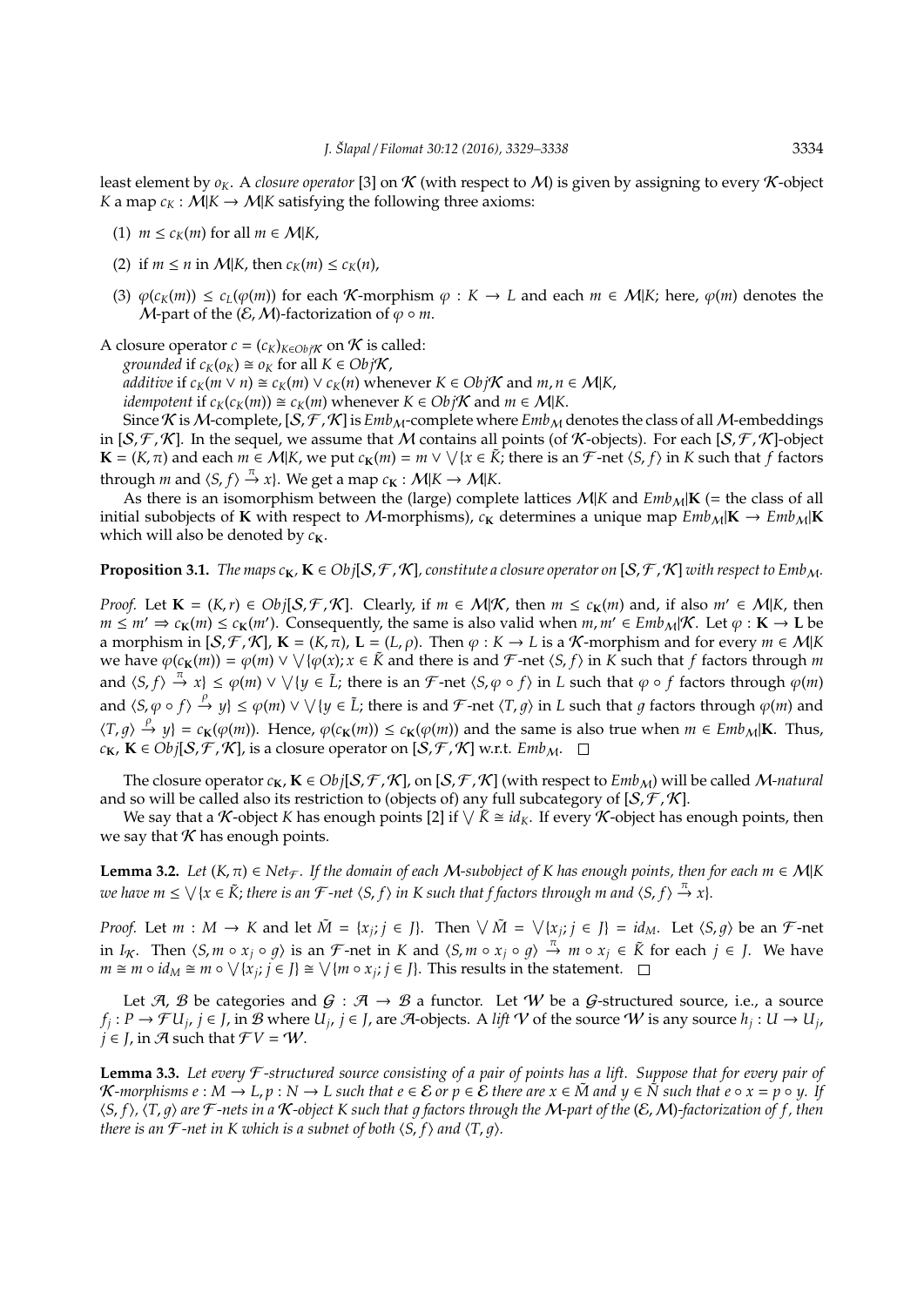least element by $o_K$. A *closure operator* [3] on $\mathcal{K}$ (with respect to $\mathcal{M}$) is given by assigning to every $\mathcal{K}$-object $K$ a map $c_K : \mathcal{M}|K \to \mathcal{M}|K$ satisfying the following three axioms:

(1) $m \leq c_K(m)$ for all $m \in \mathcal{M}|K$,

(2) if $m \leq n$ in $\mathcal{M}|K$, then $c_K(m) \leq c_K(n)$,

(3) $\varphi(c_K(m)) \leq c_L(\varphi(m))$ for each $\mathcal{K}$-morphism $\varphi : K \to L$ and each $m \in \mathcal{M}|K$; here, $\varphi(m)$ denotes the $\mathcal{M}$-part of the $(\mathcal{E}, \mathcal{M})$-factorization of $\varphi \circ m$.

A closure operator $c = (c_K)_{K \in Obj\mathcal{K}}$ on $\mathcal{K}$ is called:

*grounded* if $c_K(o_K) \cong o_K$ for all $K \in Obj\mathcal{K}$,

*additive* if $c_K(m \vee n) \cong c_K(m) \vee c_K(n)$ whenever $K \in Obj\mathcal{K}$ and $m, n \in \mathcal{M}|K$,

*idempotent* if $c_K(c_K(m)) \cong c_K(m)$ whenever $K \in Obj\mathcal{K}$ and $m \in \mathcal{M}|K$.

Since $\mathcal{K}$ is $\mathcal{M}$-complete, $[\mathcal{S}, \mathcal{F}, \mathcal{K}]$ is $Emb_{\mathcal{M}}$-complete where $Emb_{\mathcal{M}}$ denotes the class of all $\mathcal{M}$-embeddings in $[\mathcal{S}, \mathcal{F}, \mathcal{K}]$. In the sequel, we assume that $\mathcal{M}$ contains all points (of $\mathcal{K}$-objects). For each $[\mathcal{S}, \mathcal{F}, \mathcal{K}]$-object $\mathbf{K} = (K, \pi)$ and each $m \in \mathcal{M}|K$, we put $c_{\mathbf{K}}(m) = m \vee \bigvee\{x \in \tilde{K};$ there is an $\mathcal{F}$-net $\langle S, f\rangle$ in $K$ such that $f$ factors through $m$ and $\langle S, f\rangle \overset{\pi}{\to} x\}$. We get a map $c_{\mathbf{K}} : \mathcal{M}|K \to \mathcal{M}|K$.

As there is an isomorphism between the (large) complete lattices $\mathcal{M}|K$ and $Emb_{\mathcal{M}}|\mathbf{K}$ (= the class of all initial subobjects of $\mathbf{K}$ with respect to $\mathcal{M}$-morphisms), $c_{\mathbf{K}}$ determines a unique map $Emb_{\mathcal{M}}|\mathbf{K} \to Emb_{\mathcal{M}}|\mathbf{K}$ which will also be denoted by $c_{\mathbf{K}}$.

**Proposition 3.1.** *The maps $c_{\mathbf{K}}$, $\mathbf{K} \in Obj[\mathcal{S}, \mathcal{F}, \mathcal{K}]$, constitute a closure operator on $[\mathcal{S}, \mathcal{F}, \mathcal{K}]$ with respect to $Emb_{\mathcal{M}}$.*

*Proof.* Let $\mathbf{K} = (K, r) \in Obj[\mathcal{S}, \mathcal{F}, \mathcal{K}]$. Clearly, if $m \in \mathcal{M}|\mathcal{K}$, then $m \leq c_{\mathbf{K}}(m)$ and, if also $m' \in \mathcal{M}|K$, then $m \leq m' \Rightarrow c_{\mathbf{K}}(m) \leq c_{\mathbf{K}}(m')$. Consequently, the same is also valid when $m, m' \in Emb_{\mathcal{M}}|\mathcal{K}$. Let $\varphi : \mathbf{K} \to \mathbf{L}$ be a morphism in $[\mathcal{S}, \mathcal{F}, \mathcal{K}]$, $\mathbf{K} = (K, \pi)$, $\mathbf{L} = (L, \rho)$. Then $\varphi : K \to L$ is a $\mathcal{K}$-morphism and for every $m \in \mathcal{M}|K$ we have $\varphi(c_{\mathbf{K}}(m)) = \varphi(m) \vee \bigvee\{\varphi(x); x \in \tilde{K}$ and there is and $\mathcal{F}$-net $\langle S, f\rangle$ in $K$ such that $f$ factors through $m$ and $\langle S, f\rangle \overset{\pi}{\to} x\} \leq \varphi(m) \vee \bigvee\{y \in \tilde{L};$ there is an $\mathcal{F}$-net $\langle S, \varphi \circ f\rangle$ in $L$ such that $\varphi \circ f$ factors through $\varphi(m)$ and $\langle S, \varphi \circ f\rangle \overset{\rho}{\to} y\} \leq \varphi(m) \vee \bigvee\{y \in \tilde{L};$ there is and $\mathcal{F}$-net $\langle T, g\rangle$ in $L$ such that $g$ factors through $\varphi(m)$ and $\langle T, g\rangle \overset{\rho}{\to} y\} = c_{\mathbf{K}}(\varphi(m))$. Hence, $\varphi(c_{\mathbf{K}}(m)) \leq c_{\mathbf{K}}(\varphi(m))$ and the same is also true when $m \in Emb_{\mathcal{M}}|\mathbf{K}$. Thus, $c_{\mathbf{K}}$, $\mathbf{K} \in Obj[\mathcal{S}, \mathcal{F}, \mathcal{K}]$, is a closure operator on $[\mathcal{S}, \mathcal{F}, \mathcal{K}]$ w.r.t. $Emb_{\mathcal{M}}$. $\square$

The closure operator $c_{\mathbf{K}}$, $\mathbf{K} \in Obj[\mathcal{S}, \mathcal{F}, \mathcal{K}]$, on $[\mathcal{S}, \mathcal{F}, \mathcal{K}]$ (with respect to $Emb_{\mathcal{M}}$) will be called $\mathcal{M}$-*natural* and so will be called also its restriction to (objects of) any full subcategory of $[\mathcal{S}, \mathcal{F}, \mathcal{K}]$.

We say that a $\mathcal{K}$-object $K$ has enough points [2] if $\bigvee \tilde{K} \cong id_K$. If every $\mathcal{K}$-object has enough points, then we say that $\mathcal{K}$ has enough points.

**Lemma 3.2.** *Let $(K, \pi) \in Net_{\mathcal{F}}$. If the domain of each $\mathcal{M}$-subobject of $K$ has enough points, then for each $m \in \mathcal{M}|K$ we have $m \leq \bigvee\{x \in \tilde{K};$ there is an $\mathcal{F}$-net $\langle S, f\rangle$ in $K$ such that $f$ factors through $m$ and $\langle S, f\rangle \overset{\pi}{\to} x\}$.*

*Proof.* Let $m : M \to K$ and let $\tilde{M} = \{x_j; j \in J\}$. Then $\bigvee \tilde{M} = \bigvee\{x_j; j \in J\} = id_M$. Let $\langle S, g\rangle$ be an $\mathcal{F}$-net in $I_{\mathcal{K}}$. Then $\langle S, m \circ x_j \circ g\rangle$ is an $\mathcal{F}$-net in $K$ and $\langle S, m \circ x_j \circ g\rangle \overset{\pi}{\to} m \circ x_j \in \tilde{K}$ for each $j \in J$. We have $m \cong m \circ id_M \cong m \circ \bigvee\{x_j; j \in J\} \cong \bigvee\{m \circ x_j; j \in J\}$. This results in the statement. $\square$

Let $\mathcal{A}$, $\mathcal{B}$ be categories and $\mathcal{G} : \mathcal{A} \to \mathcal{B}$ a functor. Let $\mathcal{W}$ be a $\mathcal{G}$-structured source, i.e., a source $f_j : P \to \mathcal{F}U_j$, $j \in J$, in $\mathcal{B}$ where $U_j$, $j \in J$, are $\mathcal{A}$-objects. A *lift* $\mathcal{V}$ of the source $\mathcal{W}$ is any source $h_j : U \to U_j$, $j \in J$, in $\mathcal{A}$ such that $\mathcal{F}V = \mathcal{W}$.

**Lemma 3.3.** *Let every $\mathcal{F}$-structured source consisting of a pair of points has a lift. Suppose that for every pair of $\mathcal{K}$-morphisms $e : M \to L, p : N \to L$ such that $e \in \mathcal{E}$ or $p \in \mathcal{E}$ there are $x \in \tilde{M}$ and $y \in \tilde{N}$ such that $e \circ x = p \circ y$. If $\langle S, f\rangle$, $\langle T, g\rangle$ are $\mathcal{F}$-nets in a $\mathcal{K}$-object $K$ such that $g$ factors through the $\mathcal{M}$-part of the $(\mathcal{E}, \mathcal{M})$-factorization of $f$, then there is an $\mathcal{F}$-net in $K$ which is a subnet of both $\langle S, f\rangle$ and $\langle T, g\rangle$.*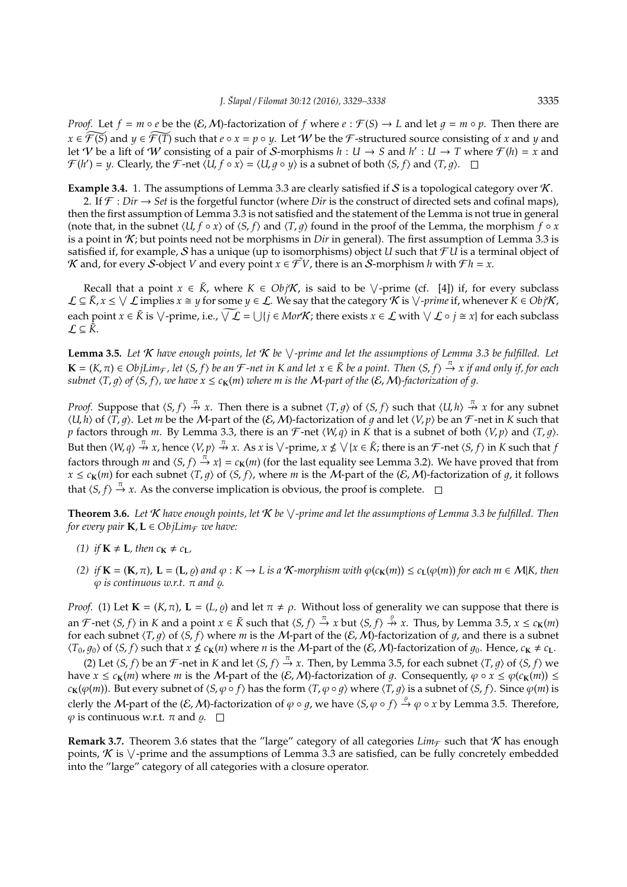*Proof.* Let $f = m \circ e$ be the $(\mathcal{E}, \mathcal{M})$-factorization of $f$ where $e : \mathcal{F}(S) \to L$ and let $g = m \circ p$. Then there are $x \in \widetilde{\mathcal{F}(S)}$ and $y \in \widetilde{\mathcal{F}(T)}$ such that $e \circ x = p \circ y$. Let $\mathcal{W}$ be the $\mathcal{F}$-structured source consisting of $x$ and $y$ and let $\mathcal{V}$ be a lift of $\mathcal{W}$ consisting of a pair of $\mathcal{S}$-morphisms $h : U \to S$ and $h' : U \to T$ where $\mathcal{F}(h) = x$ and $\mathcal{F}(h') = y$. Clearly, the $\mathcal{F}$-net $\langle U, f \circ x\rangle = \langle U, g \circ y\rangle$ is a subnet of both $\langle S, f\rangle$ and $\langle T, g\rangle$. $\square$

**Example 3.4.** 1. The assumptions of Lemma 3.3 are clearly satisfied if $\mathcal{S}$ is a topological category over $\mathcal{K}$.

2. If $\mathcal{F} : Dir \to Set$ is the forgetful functor (where $Dir$ is the construct of directed sets and cofinal maps), then the first assumption of Lemma 3.3 is not satisfied and the statement of the Lemma is not true in general (note that, in the subnet $\langle U, f \circ x\rangle$ of $\langle S, f\rangle$ and $\langle T, g\rangle$ found in the proof of the Lemma, the morphism $f \circ x$ is a point in $\mathcal{K}$; but points need not be morphisms in $Dir$ in general). The first assumption of Lemma 3.3 is satisfied if, for example, $\mathcal{S}$ has a unique (up to isomorphisms) object $U$ such that $\mathcal{F}U$ is a terminal object of $\mathcal{K}$ and, for every $\mathcal{S}$-object $V$ and every point $x \in \tilde{\mathcal{F}}V$, there is an $\mathcal{S}$-morphism $h$ with $\mathcal{F}h = x$.

Recall that a point $x \in \tilde{K}$, where $K \in Obj\mathcal{K}$, is said to be $\bigvee$-prime (cf. [4]) if, for every subclass $\mathcal{L} \subseteq \tilde{K}$, $x \leq \bigvee \mathcal{L}$ implies $x \cong y$ for some $y \in \mathcal{L}$. We say that the category $\mathcal{K}$ is $\bigvee$*-prime* if, whenever $K \in Obj\mathcal{K}$, each point $x \in \tilde{K}$ is $\bigvee$-prime, i.e., $\widetilde{\bigvee \mathcal{L}} = \bigcup\{j \in Mor\mathcal{K};$ there exists $x \in \mathcal{L}$ with $\bigvee \mathcal{L} \circ j \cong x\}$ for each subclass $\mathcal{L} \subseteq \tilde{K}$.

**Lemma 3.5.** *Let $\mathcal{K}$ have enough points, let $\mathcal{K}$ be $\bigvee$-prime and let the assumptions of Lemma 3.3 be fulfilled. Let $\mathbf{K} = (K, \pi) \in ObjLim_{\mathcal{F}}$, let $\langle S, f\rangle$ be an $\mathcal{F}$-net in $K$ and let $x \in \tilde{K}$ be a point. Then $\langle S, f\rangle \overset{\pi}{\to} x$ if and only if, for each subnet $\langle T, g\rangle$ of $\langle S, f\rangle$, we have $x \leq c_{\mathbf{K}}(m)$ where $m$ is the $\mathcal{M}$-part of the $(\mathcal{E}, \mathcal{M})$-factorization of $g$.*

*Proof.* Suppose that $\langle S, f\rangle \overset{\pi}{\nrightarrow} x$. Then there is a subnet $\langle T, g\rangle$ of $\langle S, f\rangle$ such that $\langle U, h\rangle \overset{\pi}{\nrightarrow} x$ for any subnet $\langle U, h\rangle$ of $\langle T, g\rangle$. Let $m$ be the $\mathcal{M}$-part of the $(\mathcal{E}, \mathcal{M})$-factorization of $g$ and let $\langle V, p\rangle$ be an $\mathcal{F}$-net in $K$ such that $p$ factors through $m$. By Lemma 3.3, there is an $\mathcal{F}$-net $\langle W, q\rangle$ in $K$ that is a subnet of both $\langle V, p\rangle$ and $\langle T, g\rangle$. But then $\langle W, q\rangle \overset{\pi}{\nrightarrow} x$, hence $\langle V, p\rangle \overset{\pi}{\nrightarrow} x$. As $x$ is $\bigvee$-prime, $x \not\leq \bigvee\{x \in \tilde{K};$ there is an $\mathcal{F}$-net $\langle S, f\rangle$ in $K$ such that $f$ factors through $m$ and $\langle S, f\rangle \overset{\pi}{\to} x\} = c_{\mathbf{K}}(m)$ (for the last equality see Lemma 3.2). We have proved that from $x \leq c_{\mathbf{K}}(m)$ for each subnet $\langle T, g\rangle$ of $\langle S, f\rangle$, where $m$ is the $\mathcal{M}$-part of the $(\mathcal{E}, \mathcal{M})$-factorization of $g$, it follows that $\langle S, f\rangle \overset{\pi}{\to} x$. As the converse implication is obvious, the proof is complete. $\square$

**Theorem 3.6.** *Let $\mathcal{K}$ have enough points, let $\mathcal{K}$ be $\bigvee$-prime and let the assumptions of Lemma 3.3 be fulfilled. Then for every pair $\mathbf{K}, \mathbf{L} \in ObjLim_{\mathcal{F}}$ we have:*

*(1) if $\mathbf{K} \neq \mathbf{L}$, then $c_{\mathbf{K}} \neq c_{\mathbf{L}}$,*

*(2) if $\mathbf{K} = (\mathbf{K}, \pi)$, $\mathbf{L} = (\mathbf{L}, \varrho)$ and $\varphi : K \to L$ is a $\mathcal{K}$-morphism with $\varphi(c_{\mathbf{K}}(m)) \leq c_{\mathbf{L}}(\varphi(m))$ for each $m \in \mathcal{M}|K$, then $\varphi$ is continuous w.r.t. $\pi$ and $\varrho$.*

*Proof.* (1) Let $\mathbf{K} = (K, \pi)$, $\mathbf{L} = (L, \varrho)$ and let $\pi \neq \rho$. Without loss of generality we can suppose that there is an $\mathcal{F}$-net $\langle S, f\rangle$ in $K$ and a point $x \in \tilde{K}$ such that $\langle S, f\rangle \overset{\pi}{\to} x$ but $\langle S, f\rangle \overset{\varrho}{\nrightarrow} x$. Thus, by Lemma 3.5, $x \leq c_{\mathbf{K}}(m)$ for each subnet $\langle T, g\rangle$ of $\langle S, f\rangle$ where $m$ is the $\mathcal{M}$-part of the $(\mathcal{E}, \mathcal{M})$-factorization of $g$, and there is a subnet $\langle T_0, g_0\rangle$ of $\langle S, f\rangle$ such that $x \not\leq c_{\mathbf{K}}(n)$ where $n$ is the $\mathcal{M}$-part of the $(\mathcal{E}, \mathcal{M})$-factorization of $g_0$. Hence, $c_{\mathbf{K}} \neq c_{\mathbf{L}}$.

(2) Let $\langle S, f\rangle$ be an $\mathcal{F}$-net in $K$ and let $\langle S, f\rangle \overset{\pi}{\to} x$. Then, by Lemma 3.5, for each subnet $\langle T, g\rangle$ of $\langle S, f\rangle$ we have $x \leq c_{\mathbf{K}}(m)$ where $m$ is the $\mathcal{M}$-part of the $(\mathcal{E}, \mathcal{M})$-factorization of $g$. Consequently, $\varphi \circ x \leq \varphi(c_{\mathbf{K}}(m)) \leq c_{\mathbf{K}}(\varphi(m))$. But every subnet of $\langle S, \varphi \circ f\rangle$ has the form $\langle T, \varphi \circ g\rangle$ where $\langle T, g\rangle$ is a subnet of $\langle S, f\rangle$. Since $\varphi(m)$ is clerly the $\mathcal{M}$-part of the $(\mathcal{E}, \mathcal{M})$-factorization of $\varphi \circ g$, we have $\langle S, \varphi \circ f\rangle \overset{\varrho}{\to} \varphi \circ x$ by Lemma 3.5. Therefore, $\varphi$ is continuous w.r.t. $\pi$ and $\varrho$. $\square$

**Remark 3.7.** Theorem 3.6 states that the "large" category of all categories $Lim_{\mathcal{F}}$ such that $\mathcal{K}$ has enough points, $\mathcal{K}$ is $\bigvee$-prime and the assumptions of Lemma 3.3 are satisfied, can be fully concretely embedded into the "large" category of all categories with a closure operator.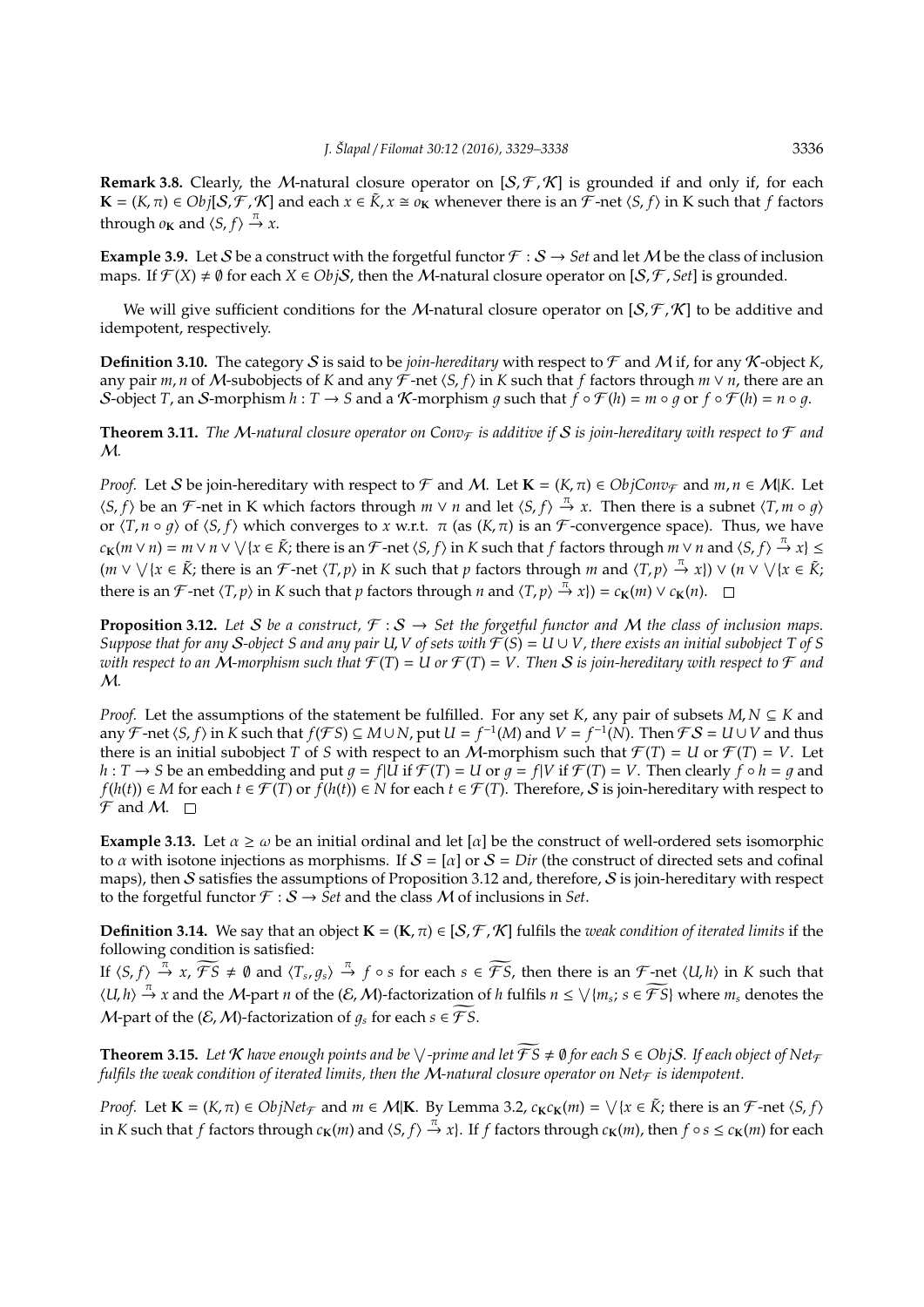**Remark 3.8.** Clearly, the $\mathcal{M}$-natural closure operator on $[\mathcal{S}, \mathcal{F}, \mathcal{K}]$ is grounded if and only if, for each $\mathbf{K} = (K, \pi) \in Obj[\mathcal{S}, \mathcal{F}, \mathcal{K}]$ and each $x \in \tilde{K}$, $x \cong o_{\mathbf{K}}$ whenever there is an $\mathcal{F}$-net $\langle S, f \rangle$ in K such that $f$ factors through $o_{\mathbf{K}}$ and $\langle S, f \rangle \xrightarrow{\pi} x$.

**Example 3.9.** Let $\mathcal{S}$ be a construct with the forgetful functor $\mathcal{F} : \mathcal{S} \to Set$ and let $\mathcal{M}$ be the class of inclusion maps. If $\mathcal{F}(X) \neq \emptyset$ for each $X \in Obj\mathcal{S}$, then the $\mathcal{M}$-natural closure operator on $[\mathcal{S}, \mathcal{F}, Set]$ is grounded.

We will give sufficient conditions for the $\mathcal{M}$-natural closure operator on $[\mathcal{S}, \mathcal{F}, \mathcal{K}]$ to be additive and idempotent, respectively.

**Definition 3.10.** The category $\mathcal{S}$ is said to be *join-hereditary* with respect to $\mathcal{F}$ and $\mathcal{M}$ if, for any $\mathcal{K}$-object $K$, any pair $m, n$ of $\mathcal{M}$-subobjects of $K$ and any $\mathcal{F}$-net $\langle S, f \rangle$ in $K$ such that $f$ factors through $m \vee n$, there are an $\mathcal{S}$-object $T$, an $\mathcal{S}$-morphism $h : T \to S$ and a $\mathcal{K}$-morphism $g$ such that $f \circ \mathcal{F}(h) = m \circ g$ or $f \circ \mathcal{F}(h) = n \circ g$.

**Theorem 3.11.** *The $\mathcal{M}$-natural closure operator on $Conv_{\mathcal{F}}$ is additive if $\mathcal{S}$ is join-hereditary with respect to $\mathcal{F}$ and $\mathcal{M}$.*

*Proof.* Let $\mathcal{S}$ be join-hereditary with respect to $\mathcal{F}$ and $\mathcal{M}$. Let $\mathbf{K} = (K, \pi) \in ObjConv_{\mathcal{F}}$ and $m, n \in \mathcal{M}|K$. Let $\langle S, f \rangle$ be an $\mathcal{F}$-net in K which factors through $m \vee n$ and let $\langle S, f \rangle \xrightarrow{\pi} x$. Then there is a subnet $\langle T, m \circ g \rangle$ or $\langle T, n \circ g \rangle$ of $\langle S, f \rangle$ which converges to $x$ w.r.t. $\pi$ (as $(K, \pi)$ is an $\mathcal{F}$-convergence space). Thus, we have $c_{\mathbf{K}}(m \vee n) = m \vee n \vee \bigvee \{x \in \tilde{K};$ there is an $\mathcal{F}$-net $\langle S, f \rangle$ in $K$ such that $f$ factors through $m \vee n$ and $\langle S, f \rangle \xrightarrow{\pi} x\} \leq (m \vee \bigvee \{x \in \tilde{K};$ there is an $\mathcal{F}$-net $\langle T, p \rangle$ in $K$ such that $p$ factors through $m$ and $\langle T, p \rangle \xrightarrow{\pi} x\}) \vee (n \vee \bigvee \{x \in \tilde{K};$ there is an $\mathcal{F}$-net $\langle T, p \rangle$ in $K$ such that $p$ factors through $n$ and $\langle T, p \rangle \xrightarrow{\pi} x\}) = c_{\mathbf{K}}(m) \vee c_{\mathbf{K}}(n)$. $\square$

**Proposition 3.12.** *Let $\mathcal{S}$ be a construct, $\mathcal{F} : \mathcal{S} \to Set$ the forgetful functor and $\mathcal{M}$ the class of inclusion maps. Suppose that for any $\mathcal{S}$-object $S$ and any pair $U, V$ of sets with $\mathcal{F}(S) = U \cup V$, there exists an initial subobject $T$ of $S$ with respect to an $\mathcal{M}$-morphism such that $\mathcal{F}(T) = U$ or $\mathcal{F}(T) = V$. Then $\mathcal{S}$ is join-hereditary with respect to $\mathcal{F}$ and $\mathcal{M}$.*

*Proof.* Let the assumptions of the statement be fulfilled. For any set $K$, any pair of subsets $M, N \subseteq K$ and any $\mathcal{F}$-net $\langle S, f \rangle$ in $K$ such that $f(\mathcal{F}S) \subseteq M \cup N$, put $U = f^{-1}(M)$ and $V = f^{-1}(N)$. Then $\mathcal{F}S = U \cup V$ and thus there is an initial subobject $T$ of $S$ with respect to an $\mathcal{M}$-morphism such that $\mathcal{F}(T) = U$ or $\mathcal{F}(T) = V$. Let $h : T \to S$ be an embedding and put $g = f|U$ if $\mathcal{F}(T) = U$ or $g = f|V$ if $\mathcal{F}(T) = V$. Then clearly $f \circ h = g$ and $f(h(t)) \in M$ for each $t \in \mathcal{F}(T)$ or $f(h(t)) \in N$ for each $t \in \mathcal{F}(T)$. Therefore, $\mathcal{S}$ is join-hereditary with respect to $\mathcal{F}$ and $\mathcal{M}$. $\square$

**Example 3.13.** Let $\alpha \geq \omega$ be an initial ordinal and let $[\alpha]$ be the construct of well-ordered sets isomorphic to $\alpha$ with isotone injections as morphisms. If $\mathcal{S} = [\alpha]$ or $\mathcal{S} = Dir$ (the construct of directed sets and cofinal maps), then $\mathcal{S}$ satisfies the assumptions of Proposition 3.12 and, therefore, $\mathcal{S}$ is join-hereditary with respect to the forgetful functor $\mathcal{F} : \mathcal{S} \to Set$ and the class $\mathcal{M}$ of inclusions in $Set$.

**Definition 3.14.** We say that an object $\mathbf{K} = (\mathbf{K}, \pi) \in [\mathcal{S}, \mathcal{F}, \mathcal{K}]$ fulfils the *weak condition of iterated limits* if the following condition is satisfied:
If $\langle S, f \rangle \xrightarrow{\pi} x$, $\widetilde{\mathcal{F}S} \neq \emptyset$ and $\langle T_s, g_s \rangle \xrightarrow{\pi} f \circ s$ for each $s \in \widetilde{\mathcal{F}S}$, then there is an $\mathcal{F}$-net $\langle U, h \rangle$ in $K$ such that $\langle U, h \rangle \xrightarrow{\pi} x$ and the $\mathcal{M}$-part $n$ of the $(\mathcal{E}, \mathcal{M})$-factorization of $h$ fulfils $n \leq \bigvee \{m_s; s \in \widetilde{\mathcal{F}S}\}$ where $m_s$ denotes the $\mathcal{M}$-part of the $(\mathcal{E}, \mathcal{M})$-factorization of $g_s$ for each $s \in \widetilde{\mathcal{F}S}$.

**Theorem 3.15.** *Let $\mathcal{K}$ have enough points and be $\bigvee$-prime and let $\widetilde{\mathcal{F}S} \neq \emptyset$ for each $S \in Obj\mathcal{S}$. If each object of $Net_{\mathcal{F}}$ fulfils the weak condition of iterated limits, then the $\mathcal{M}$-natural closure operator on $Net_{\mathcal{F}}$ is idempotent.*

*Proof.* Let $\mathbf{K} = (K, \pi) \in ObjNet_{\mathcal{F}}$ and $m \in \mathcal{M}|\mathbf{K}$. By Lemma 3.2, $c_{\mathbf{K}}c_{\mathbf{K}}(m) = \bigvee \{x \in \tilde{K};$ there is an $\mathcal{F}$-net $\langle S, f \rangle$ in $K$ such that $f$ factors through $c_{\mathbf{K}}(m)$ and $\langle S, f \rangle \xrightarrow{\pi} x\}$. If $f$ factors through $c_{\mathbf{K}}(m)$, then $f \circ s \leq c_{\mathbf{K}}(m)$ for each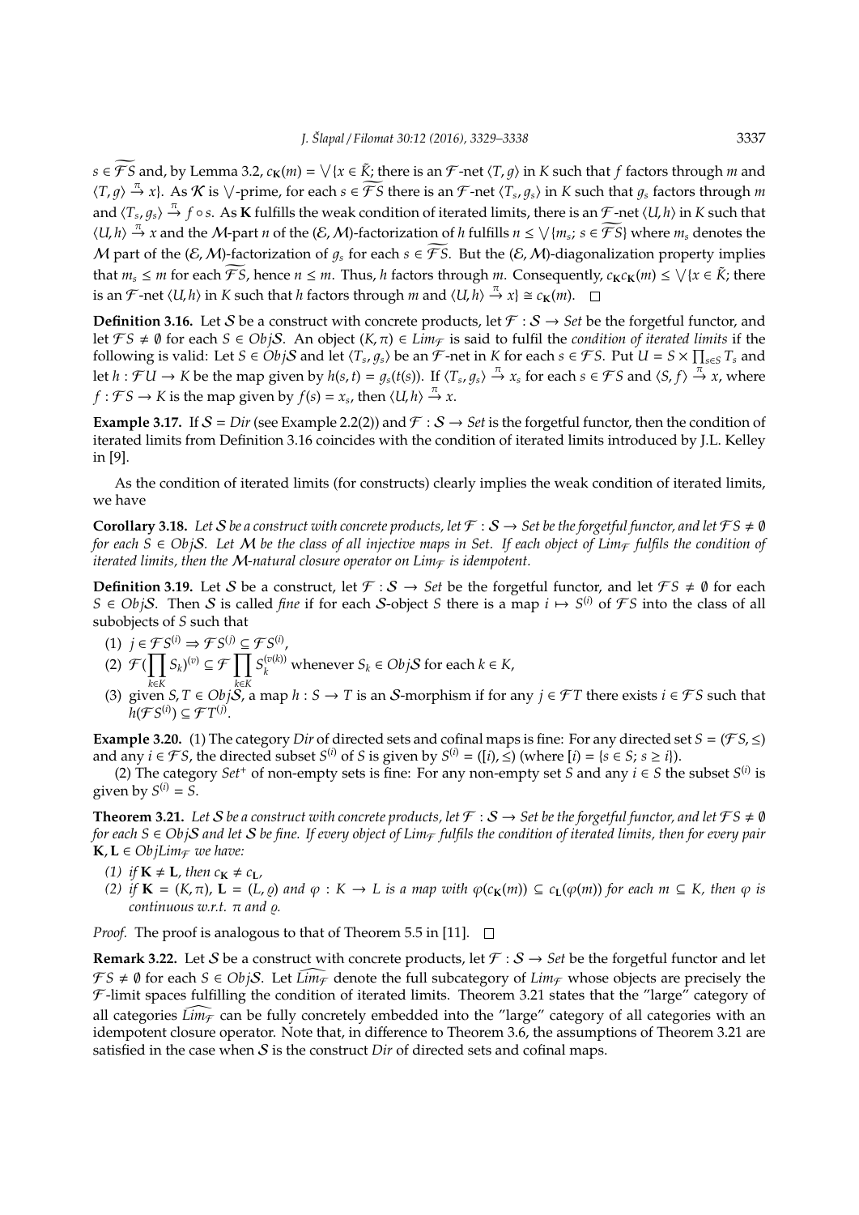$s \in \widetilde{\mathcal{F}S}$ and, by Lemma 3.2, $c_{\mathbf{K}}(m) = \bigvee\{x \in \tilde{K};$ there is an $\mathcal{F}$-net $\langle T, g\rangle$ in $K$ such that $f$ factors through $m$ and $\langle T, g\rangle \xrightarrow{\pi} x\}$. As $\mathcal{K}$ is $\bigvee$-prime, for each $s \in \widetilde{\mathcal{F}S}$ there is an $\mathcal{F}$-net $\langle T_s, g_s\rangle$ in $K$ such that $g_s$ factors through $m$ and $\langle T_s, g_s\rangle \xrightarrow{\pi} f \circ s$. As $\mathbf{K}$ fulfills the weak condition of iterated limits, there is an $\mathcal{F}$-net $\langle U, h\rangle$ in $K$ such that $\langle U, h\rangle \xrightarrow{\pi} x$ and the $\mathcal{M}$-part $n$ of the $(\mathcal{E}, \mathcal{M})$-factorization of $h$ fulfills $n \leq \bigvee\{m_s;\, s \in \widetilde{\mathcal{F}S}\}$ where $m_s$ denotes the $\mathcal{M}$ part of the $(\mathcal{E}, \mathcal{M})$-factorization of $g_s$ for each $s \in \widetilde{\mathcal{F}S}$. But the $(\mathcal{E}, \mathcal{M})$-diagonalization property implies that $m_s \leq m$ for each $\widetilde{\mathcal{F}S}$, hence $n \leq m$. Thus, $h$ factors through $m$. Consequently, $c_{\mathbf{K}}c_{\mathbf{K}}(m) \leq \bigvee\{x \in \tilde{K};$ there is an $\mathcal{F}$-net $\langle U, h\rangle$ in $K$ such that $h$ factors through $m$ and $\langle U, h\rangle \xrightarrow{\pi} x\} \cong c_{\mathbf{K}}(m)$. $\square$

**Definition 3.16.** Let $\mathcal{S}$ be a construct with concrete products, let $\mathcal{F} : \mathcal{S} \to Set$ be the forgetful functor, and let $\mathcal{F}S \neq \emptyset$ for each $S \in Obj\mathcal{S}$. An object $(K, \pi) \in Lim_{\mathcal{F}}$ is said to fulfil the *condition of iterated limits* if the following is valid: Let $S \in Obj\mathcal{S}$ and let $\langle T_s, g_s\rangle$ be an $\mathcal{F}$-net in $K$ for each $s \in \mathcal{F}S$. Put $U = S \times \prod_{s \in S} T_s$ and let $h : \mathcal{F}U \to K$ be the map given by $h(s, t) = g_s(t(s))$. If $\langle T_s, g_s\rangle \xrightarrow{\pi} x_s$ for each $s \in \mathcal{F}S$ and $\langle S, f\rangle \xrightarrow{\pi} x$, where $f : \mathcal{F}S \to K$ is the map given by $f(s) = x_s$, then $\langle U, h\rangle \xrightarrow{\pi} x$.

**Example 3.17.** If $\mathcal{S} = Dir$ (see Example 2.2(2)) and $\mathcal{F} : \mathcal{S} \to Set$ is the forgetful functor, then the condition of iterated limits from Definition 3.16 coincides with the condition of iterated limits introduced by J.L. Kelley in [9].

As the condition of iterated limits (for constructs) clearly implies the weak condition of iterated limits, we have

**Corollary 3.18.** *Let $\mathcal{S}$ be a construct with concrete products, let $\mathcal{F} : \mathcal{S} \to Set$ be the forgetful functor, and let $\mathcal{F}S \neq \emptyset$ for each $S \in Obj\mathcal{S}$. Let $\mathcal{M}$ be the class of all injective maps in Set. If each object of $Lim_{\mathcal{F}}$ fulfils the condition of iterated limits, then the $\mathcal{M}$-natural closure operator on $Lim_{\mathcal{F}}$ is idempotent.*

**Definition 3.19.** Let $\mathcal{S}$ be a construct, let $\mathcal{F} : \mathcal{S} \to Set$ be the forgetful functor, and let $\mathcal{F}S \neq \emptyset$ for each $S \in Obj\mathcal{S}$. Then $\mathcal{S}$ is called *fine* if for each $\mathcal{S}$-object $S$ there is a map $i \mapsto S^{(i)}$ of $\mathcal{F}S$ into the class of all subobjects of $S$ such that

(1) $j \in \mathcal{F}S^{(i)} \Rightarrow \mathcal{F}S^{(j)} \subseteq \mathcal{F}S^{(i)}$,

(2) $\mathcal{F}(\prod_{k \in K} S_k)^{(v)} \subseteq \mathcal{F}\prod_{k \in K} S_k^{(v(k))}$ whenever $S_k \in Obj\mathcal{S}$ for each $k \in K$,

(3) given $S, T \in Obj\mathcal{S}$, a map $h : S \to T$ is an $\mathcal{S}$-morphism if for any $j \in \mathcal{F}T$ there exists $i \in \mathcal{F}S$ such that $h(\mathcal{F}S^{(i)}) \subseteq \mathcal{F}T^{(j)}$.

**Example 3.20.** (1) The category $Dir$ of directed sets and cofinal maps is fine: For any directed set $S = (\mathcal{F}S, \leq)$ and any $i \in \mathcal{F}S$, the directed subset $S^{(i)}$ of $S$ is given by $S^{(i)} = ([i), \leq)$ (where $[i) = \{s \in S;\, s \geq i\}$).

(2) The category $Set^+$ of non-empty sets is fine: For any non-empty set $S$ and any $i \in S$ the subset $S^{(i)}$ is given by $S^{(i)} = S$.

**Theorem 3.21.** *Let $\mathcal{S}$ be a construct with concrete products, let $\mathcal{F} : \mathcal{S} \to Set$ be the forgetful functor, and let $\mathcal{F}S \neq \emptyset$ for each $S \in Obj\mathcal{S}$ and let $\mathcal{S}$ be fine. If every object of $Lim_{\mathcal{F}}$ fulfils the condition of iterated limits, then for every pair $\mathbf{K}, \mathbf{L} \in ObjLim_{\mathcal{F}}$ we have:*

*(1) if $\mathbf{K} \neq \mathbf{L}$, then $c_{\mathbf{K}} \neq c_{\mathbf{L}}$,*

*(2) if $\mathbf{K} = (K, \pi)$, $\mathbf{L} = (L, \varrho)$ and $\varphi : K \to L$ is a map with $\varphi(c_{\mathbf{K}}(m)) \subseteq c_{\mathbf{L}}(\varphi(m))$ for each $m \subseteq K$, then $\varphi$ is continuous w.r.t. $\pi$ and $\varrho$.*

*Proof.* The proof is analogous to that of Theorem 5.5 in [11]. $\square$

**Remark 3.22.** Let $\mathcal{S}$ be a construct with concrete products, let $\mathcal{F} : \mathcal{S} \to Set$ be the forgetful functor and let $\mathcal{F}S \neq \emptyset$ for each $S \in Obj\mathcal{S}$. Let $\widehat{Lim_{\mathcal{F}}}$ denote the full subcategory of $Lim_{\mathcal{F}}$ whose objects are precisely the $\mathcal{F}$-limit spaces fulfilling the condition of iterated limits. Theorem 3.21 states that the "large" category of all categories $\widehat{Lim_{\mathcal{F}}}$ can be fully concretely embedded into the "large" category of all categories with an idempotent closure operator. Note that, in difference to Theorem 3.6, the assumptions of Theorem 3.21 are satisfied in the case when $\mathcal{S}$ is the construct $Dir$ of directed sets and cofinal maps.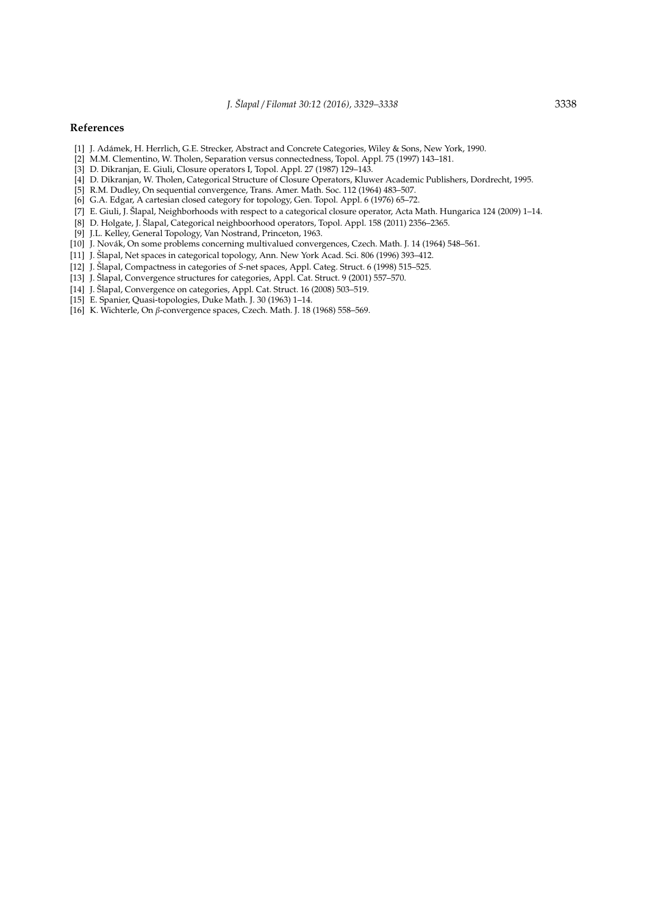## References

[1] J. Adámek, H. Herrlich, G.E. Strecker, Abstract and Concrete Categories, Wiley & Sons, New York, 1990.
[2] M.M. Clementino, W. Tholen, Separation versus connectedness, Topol. Appl. 75 (1997) 143–181.
[3] D. Dikranjan, E. Giuli, Closure operators I, Topol. Appl. 27 (1987) 129–143.
[4] D. Dikranjan, W. Tholen, Categorical Structure of Closure Operators, Kluwer Academic Publishers, Dordrecht, 1995.
[5] R.M. Dudley, On sequential convergence, Trans. Amer. Math. Soc. 112 (1964) 483–507.
[6] G.A. Edgar, A cartesian closed category for topology, Gen. Topol. Appl. 6 (1976) 65–72.
[7] E. Giuli, J. Šlapal, Neighborhoods with respect to a categorical closure operator, Acta Math. Hungarica 124 (2009) 1–14.
[8] D. Holgate, J. Šlapal, Categorical neighboorhood operators, Topol. Appl. 158 (2011) 2356–2365.
[9] J.L. Kelley, General Topology, Van Nostrand, Princeton, 1963.
[10] J. Novák, On some problems concerning multivalued convergences, Czech. Math. J. 14 (1964) 548–561.
[11] J. Šlapal, Net spaces in categorical topology, Ann. New York Acad. Sci. 806 (1996) 393–412.
[12] J. Šlapal, Compactness in categories of $S$-net spaces, Appl. Categ. Struct. 6 (1998) 515–525.
[13] J. Šlapal, Convergence structures for categories, Appl. Cat. Struct. 9 (2001) 557–570.
[14] J. Šlapal, Convergence on categories, Appl. Cat. Struct. 16 (2008) 503–519.
[15] E. Spanier, Quasi-topologies, Duke Math. J. 30 (1963) 1–14.
[16] K. Wichterle, On $\beta$-convergence spaces, Czech. Math. J. 18 (1968) 558–569.